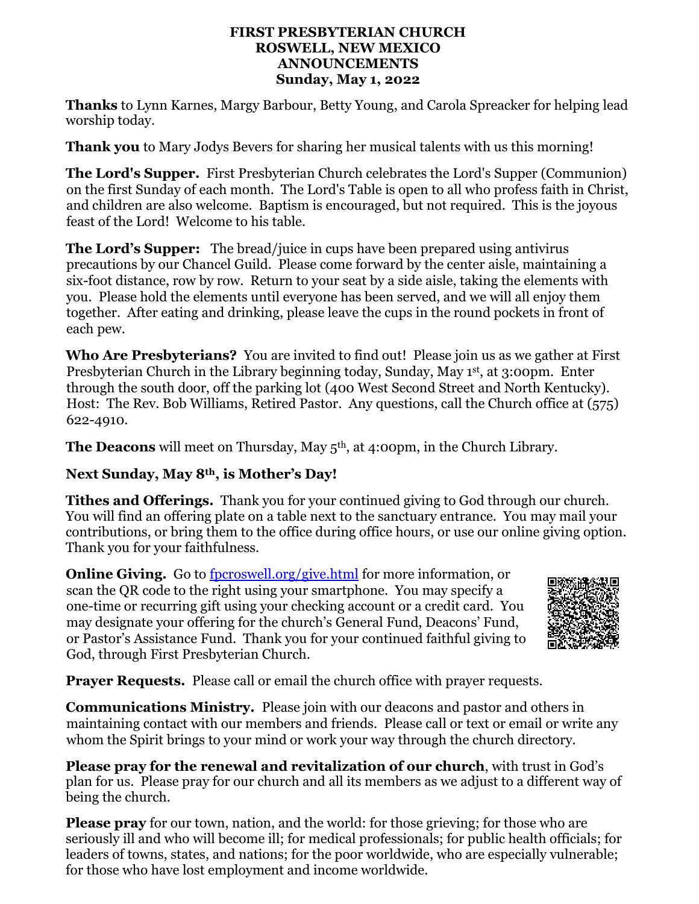**FIRST PRESBYTERIAN CHURCH**
**ROSWELL, NEW MEXICO**
**ANNOUNCEMENTS**
**Sunday, May 1, 2022**

**Thanks** to Lynn Karnes, Margy Barbour, Betty Young, and Carola Spreacker for helping lead worship today.

**Thank you** to Mary Jodys Bevers for sharing her musical talents with us this morning!

**The Lord's Supper.** First Presbyterian Church celebrates the Lord's Supper (Communion) on the first Sunday of each month. The Lord's Table is open to all who profess faith in Christ, and children are also welcome. Baptism is encouraged, but not required. This is the joyous feast of the Lord! Welcome to his table.

**The Lord's Supper:** The bread/juice in cups have been prepared using antivirus precautions by our Chancel Guild. Please come forward by the center aisle, maintaining a six-foot distance, row by row. Return to your seat by a side aisle, taking the elements with you. Please hold the elements until everyone has been served, and we will all enjoy them together. After eating and drinking, please leave the cups in the round pockets in front of each pew.

**Who Are Presbyterians?** You are invited to find out! Please join us as we gather at First Presbyterian Church in the Library beginning today, Sunday, May 1st, at 3:00pm. Enter through the south door, off the parking lot (400 West Second Street and North Kentucky). Host: The Rev. Bob Williams, Retired Pastor. Any questions, call the Church office at (575) 622-4910.

**The Deacons** will meet on Thursday, May 5th, at 4:00pm, in the Church Library.

**Next Sunday, May 8th, is Mother's Day!**

**Tithes and Offerings.** Thank you for your continued giving to God through our church. You will find an offering plate on a table next to the sanctuary entrance. You may mail your contributions, or bring them to the office during office hours, or use our online giving option. Thank you for your faithfulness.

**Online Giving.** Go to [fpcroswell.org/give.html](fpcroswell.org/give.html) for more information, or scan the QR code to the right using your smartphone. You may specify a one-time or recurring gift using your checking account or a credit card. You may designate your offering for the church's General Fund, Deacons' Fund, or Pastor's Assistance Fund. Thank you for your continued faithful giving to God, through First Presbyterian Church.

**Prayer Requests.** Please call or email the church office with prayer requests.

**Communications Ministry.** Please join with our deacons and pastor and others in maintaining contact with our members and friends. Please call or text or email or write any whom the Spirit brings to your mind or work your way through the church directory.

**Please pray for the renewal and revitalization of our church**, with trust in God's plan for us. Please pray for our church and all its members as we adjust to a different way of being the church.

**Please pray** for our town, nation, and the world: for those grieving; for those who are seriously ill and who will become ill; for medical professionals; for public health officials; for leaders of towns, states, and nations; for the poor worldwide, who are especially vulnerable; for those who have lost employment and income worldwide.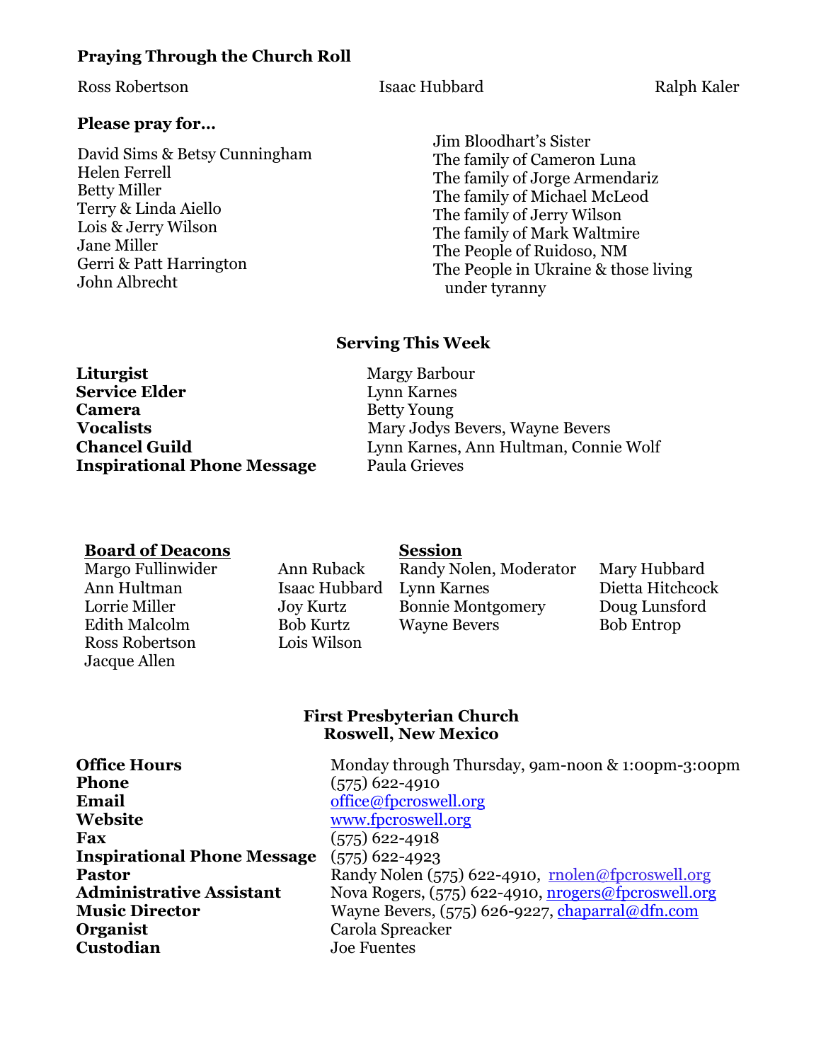**Praying Through the Church Roll**

Ross Robertson Isaac Hubbard Ralph Kaler

**Please pray for…**

David Sims & Betsy Cunningham
Helen Ferrell
Betty Miller
Terry & Linda Aiello
Lois & Jerry Wilson
Jane Miller
Gerri & Patt Harrington
John Albrecht

Jim Bloodhart's Sister
The family of Cameron Luna
The family of Jorge Armendariz
The family of Michael McLeod
The family of Jerry Wilson
The family of Mark Waltmire
The People of Ruidoso, NM
The People in Ukraine & those living under tyranny

**Serving This Week**

| | |
|---|---|
| **Liturgist** | Margy Barbour |
| **Service Elder** | Lynn Karnes |
| **Camera** | Betty Young |
| **Vocalists** | Mary Jodys Bevers, Wayne Bevers |
| **Chancel Guild** | Lynn Karnes, Ann Hultman, Connie Wolf |
| **Inspirational Phone Message** | Paula Grieves |

**Board of Deacons**

Margo Fullinwider
Ann Hultman
Lorrie Miller
Edith Malcolm
Ross Robertson
Jacque Allen
Ann Ruback
Isaac Hubbard
Joy Kurtz
Bob Kurtz
Lois Wilson

**Session**

Randy Nolen, Moderator
Lynn Karnes
Bonnie Montgomery
Wayne Bevers
Mary Hubbard
Dietta Hitchcock
Doug Lunsford
Bob Entrop

**First Presbyterian Church**
**Roswell, New Mexico**

| | |
|---|---|
| **Office Hours** | Monday through Thursday, 9am-noon & 1:00pm-3:00pm |
| **Phone** | (575) 622-4910 |
| **Email** | office@fpcroswell.org |
| **Website** | www.fpcroswell.org |
| **Fax** | (575) 622-4918 |
| **Inspirational Phone Message** | (575) 622-4923 |
| **Pastor** | Randy Nolen (575) 622-4910, rnolen@fpcroswell.org |
| **Administrative Assistant** | Nova Rogers, (575) 622-4910, nrogers@fpcroswell.org |
| **Music Director** | Wayne Bevers, (575) 626-9227, chaparral@dfn.com |
| **Organist** | Carola Spreacker |
| **Custodian** | Joe Fuentes |